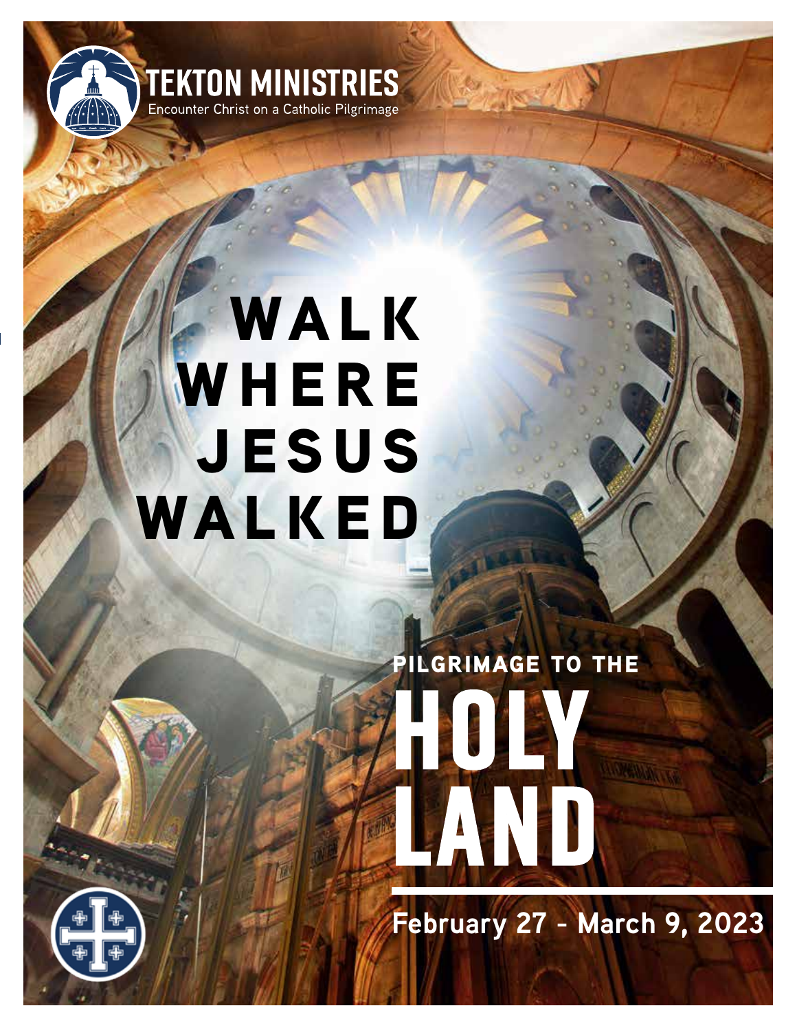**TEKTON MINISTRIES**
Encounter Christ on a Catholic Pilgrimage

# WALK WHERE JESUS WALKED

PILGRIMAGE TO THE

# HOLY LAND

**February 27 - March 9, 2023**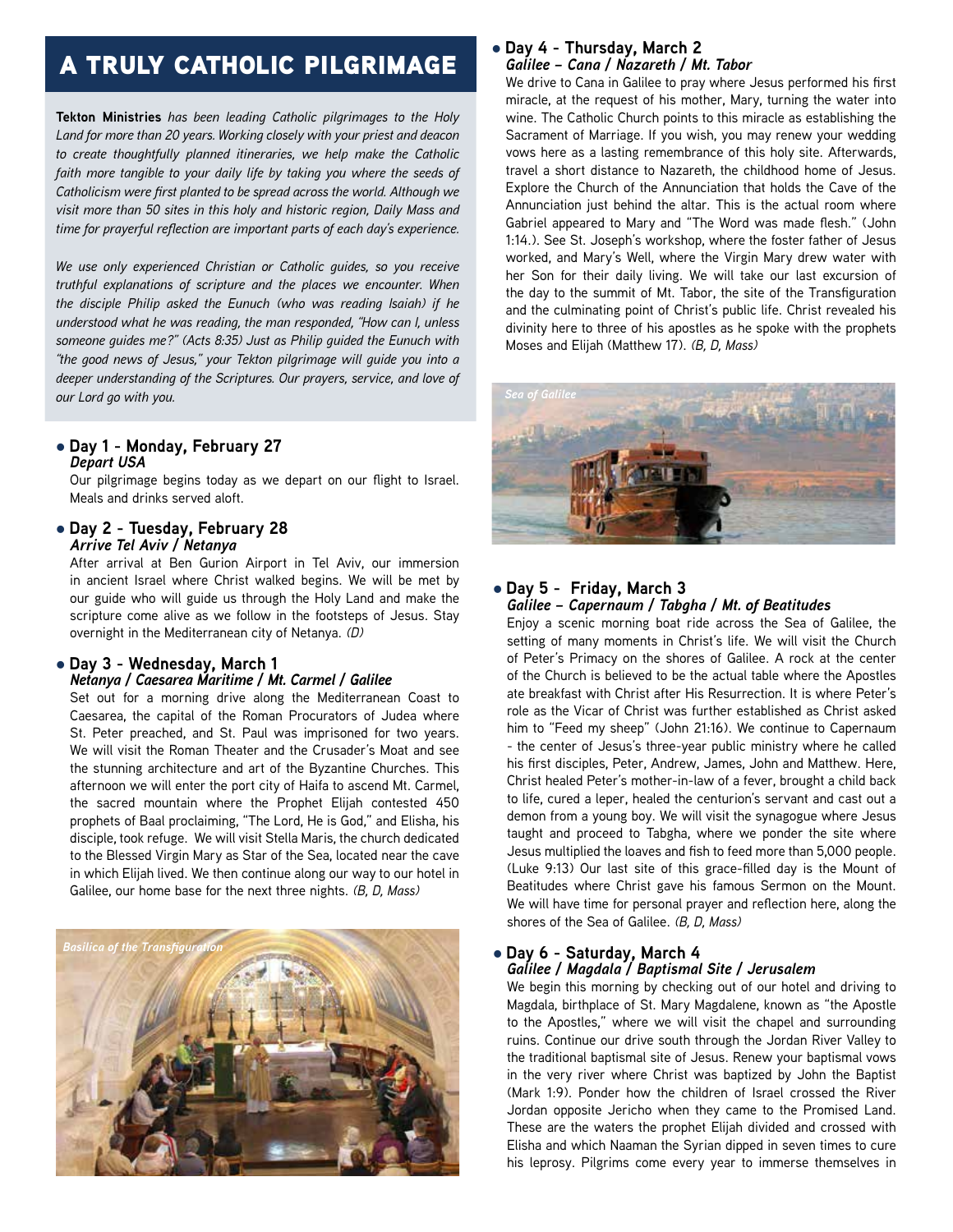# A TRULY CATHOLIC PILGRIMAGE

**Tekton Ministries** *has been leading Catholic pilgrimages to the Holy Land for more than 20 years. Working closely with your priest and deacon to create thoughtfully planned itineraries, we help make the Catholic faith more tangible to your daily life by taking you where the seeds of Catholicism were first planted to be spread across the world. Although we visit more than 50 sites in this holy and historic region, Daily Mass and time for prayerful reflection are important parts of each day's experience.*

*We use only experienced Christian or Catholic guides, so you receive truthful explanations of scripture and the places we encounter. When the disciple Philip asked the Eunuch (who was reading Isaiah) if he understood what he was reading, the man responded, "How can I, unless someone guides me?" (Acts 8:35) Just as Philip guided the Eunuch with "the good news of Jesus," your Tekton pilgrimage will guide you into a deeper understanding of the Scriptures. Our prayers, service, and love of our Lord go with you.*

### Day 1 - Monday, February 27
***Depart USA***

Our pilgrimage begins today as we depart on our flight to Israel. Meals and drinks served aloft.

### Day 2 - Tuesday, February 28
***Arrive Tel Aviv / Netanya***

After arrival at Ben Gurion Airport in Tel Aviv, our immersion in ancient Israel where Christ walked begins. We will be met by our guide who will guide us through the Holy Land and make the scripture come alive as we follow in the footsteps of Jesus. Stay overnight in the Mediterranean city of Netanya. *(D)*

### Day 3 - Wednesday, March 1
***Netanya / Caesarea Maritime / Mt. Carmel / Galilee***

Set out for a morning drive along the Mediterranean Coast to Caesarea, the capital of the Roman Procurators of Judea where St. Peter preached, and St. Paul was imprisoned for two years. We will visit the Roman Theater and the Crusader's Moat and see the stunning architecture and art of the Byzantine Churches. This afternoon we will enter the port city of Haifa to ascend Mt. Carmel, the sacred mountain where the Prophet Elijah contested 450 prophets of Baal proclaiming, "The Lord, He is God," and Elisha, his disciple, took refuge. We will visit Stella Maris, the church dedicated to the Blessed Virgin Mary as Star of the Sea, located near the cave in which Elijah lived. We then continue along our way to our hotel in Galilee, our home base for the next three nights. *(B, D, Mass)*

*Basilica of the Transfiguration*

### Day 4 - Thursday, March 2
***Galilee – Cana / Nazareth / Mt. Tabor***

We drive to Cana in Galilee to pray where Jesus performed his first miracle, at the request of his mother, Mary, turning the water into wine. The Catholic Church points to this miracle as establishing the Sacrament of Marriage. If you wish, you may renew your wedding vows here as a lasting remembrance of this holy site. Afterwards, travel a short distance to Nazareth, the childhood home of Jesus. Explore the Church of the Annunciation that holds the Cave of the Annunciation just behind the altar. This is the actual room where Gabriel appeared to Mary and "The Word was made flesh." (John 1:14.). See St. Joseph's workshop, where the foster father of Jesus worked, and Mary's Well, where the Virgin Mary drew water with her Son for their daily living. We will take our last excursion of the day to the summit of Mt. Tabor, the site of the Transfiguration and the culminating point of Christ's public life. Christ revealed his divinity here to three of his apostles as he spoke with the prophets Moses and Elijah (Matthew 17). *(B, D, Mass)*

*Sea of Galilee*

### Day 5 - Friday, March 3
***Galilee – Capernaum / Tabgha / Mt. of Beatitudes***

Enjoy a scenic morning boat ride across the Sea of Galilee, the setting of many moments in Christ's life. We will visit the Church of Peter's Primacy on the shores of Galilee. A rock at the center of the Church is believed to be the actual table where the Apostles ate breakfast with Christ after His Resurrection. It is where Peter's role as the Vicar of Christ was further established as Christ asked him to "Feed my sheep" (John 21:16). We continue to Capernaum - the center of Jesus's three-year public ministry where he called his first disciples, Peter, Andrew, James, John and Matthew. Here, Christ healed Peter's mother-in-law of a fever, brought a child back to life, cured a leper, healed the centurion's servant and cast out a demon from a young boy. We will visit the synagogue where Jesus taught and proceed to Tabgha, where we ponder the site where Jesus multiplied the loaves and fish to feed more than 5,000 people. (Luke 9:13) Our last site of this grace-filled day is the Mount of Beatitudes where Christ gave his famous Sermon on the Mount. We will have time for personal prayer and reflection here, along the shores of the Sea of Galilee. *(B, D, Mass)*

### Day 6 - Saturday, March 4
***Galilee / Magdala / Baptismal Site / Jerusalem***

We begin this morning by checking out of our hotel and driving to Magdala, birthplace of St. Mary Magdalene, known as "the Apostle to the Apostles," where we will visit the chapel and surrounding ruins. Continue our drive south through the Jordan River Valley to the traditional baptismal site of Jesus. Renew your baptismal vows in the very river where Christ was baptized by John the Baptist (Mark 1:9). Ponder how the children of Israel crossed the River Jordan opposite Jericho when they came to the Promised Land. These are the waters the prophet Elijah divided and crossed with Elisha and which Naaman the Syrian dipped in seven times to cure his leprosy. Pilgrims come every year to immerse themselves in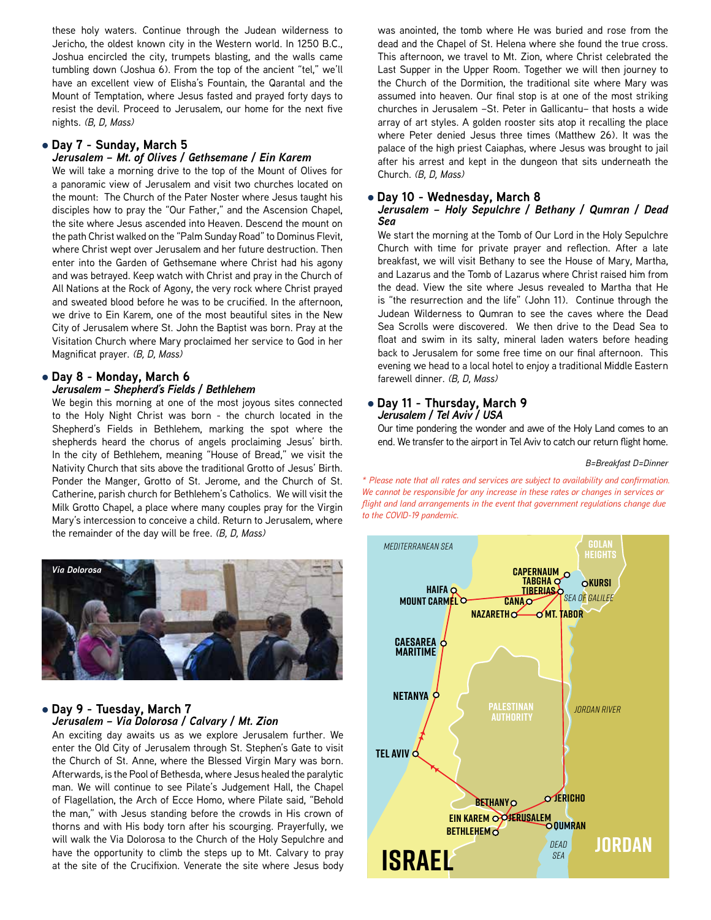these holy waters. Continue through the Judean wilderness to Jericho, the oldest known city in the Western world. In 1250 B.C., Joshua encircled the city, trumpets blasting, and the walls came tumbling down (Joshua 6). From the top of the ancient "tel," we'll have an excellent view of Elisha's Fountain, the Qarantal and the Mount of Temptation, where Jesus fasted and prayed forty days to resist the devil. Proceed to Jerusalem, our home for the next five nights. *(B, D, Mass)*

### • Day 7 - Sunday, March 5
***Jerusalem – Mt. of Olives / Gethsemane / Ein Karem***

We will take a morning drive to the top of the Mount of Olives for a panoramic view of Jerusalem and visit two churches located on the mount: The Church of the Pater Noster where Jesus taught his disciples how to pray the "Our Father," and the Ascension Chapel, the site where Jesus ascended into Heaven. Descend the mount on the path Christ walked on the "Palm Sunday Road" to Dominus Flevit, where Christ wept over Jerusalem and her future destruction. Then enter into the Garden of Gethsemane where Christ had his agony and was betrayed. Keep watch with Christ and pray in the Church of All Nations at the Rock of Agony, the very rock where Christ prayed and sweated blood before he was to be crucified. In the afternoon, we drive to Ein Karem, one of the most beautiful cities in the New City of Jerusalem where St. John the Baptist was born. Pray at the Visitation Church where Mary proclaimed her service to God in her Magnificat prayer. *(B, D, Mass)*

### • Day 8 - Monday, March 6
***Jerusalem – Shepherd's Fields / Bethlehem***

We begin this morning at one of the most joyous sites connected to the Holy Night Christ was born - the church located in the Shepherd's Fields in Bethlehem, marking the spot where the shepherds heard the chorus of angels proclaiming Jesus' birth. In the city of Bethlehem, meaning "House of Bread," we visit the Nativity Church that sits above the traditional Grotto of Jesus' Birth. Ponder the Manger, Grotto of St. Jerome, and the Church of St. Catherine, parish church for Bethlehem's Catholics. We will visit the Milk Grotto Chapel, a place where many couples pray for the Virgin Mary's intercession to conceive a child. Return to Jerusalem, where the remainder of the day will be free. *(B, D, Mass)*

*Via Dolorosa*

### • Day 9 - Tuesday, March 7
***Jerusalem – Via Dolorosa / Calvary / Mt. Zion***

An exciting day awaits us as we explore Jerusalem further. We enter the Old City of Jerusalem through St. Stephen's Gate to visit the Church of St. Anne, where the Blessed Virgin Mary was born. Afterwards, is the Pool of Bethesda, where Jesus healed the paralytic man. We will continue to see Pilate's Judgement Hall, the Chapel of Flagellation, the Arch of Ecce Homo, where Pilate said, "Behold the man," with Jesus standing before the crowds in His crown of thorns and with His body torn after his scourging. Prayerfully, we will walk the Via Dolorosa to the Church of the Holy Sepulchre and have the opportunity to climb the steps up to Mt. Calvary to pray at the site of the Crucifixion. Venerate the site where Jesus body was anointed, the tomb where He was buried and rose from the dead and the Chapel of St. Helena where she found the true cross. This afternoon, we travel to Mt. Zion, where Christ celebrated the Last Supper in the Upper Room. Together we will then journey to the Church of the Dormition, the traditional site where Mary was assumed into heaven. Our final stop is at one of the most striking churches in Jerusalem –St. Peter in Gallicantu– that hosts a wide array of art styles. A golden rooster sits atop it recalling the place where Peter denied Jesus three times (Matthew 26). It was the palace of the high priest Caiaphas, where Jesus was brought to jail after his arrest and kept in the dungeon that sits underneath the Church. *(B, D, Mass)*

### • Day 10 - Wednesday, March 8
***Jerusalem – Holy Sepulchre / Bethany / Qumran / Dead Sea***

We start the morning at the Tomb of Our Lord in the Holy Sepulchre Church with time for private prayer and reflection. After a late breakfast, we will visit Bethany to see the House of Mary, Martha, and Lazarus and the Tomb of Lazarus where Christ raised him from the dead. View the site where Jesus revealed to Martha that He is "the resurrection and the life" (John 11). Continue through the Judean Wilderness to Qumran to see the caves where the Dead Sea Scrolls were discovered. We then drive to the Dead Sea to float and swim in its salty, mineral laden waters before heading back to Jerusalem for some free time on our final afternoon. This evening we head to a local hotel to enjoy a traditional Middle Eastern farewell dinner. *(B, D, Mass)*

### • Day 11 - Thursday, March 9
***Jerusalem / Tel Aviv / USA***

Our time pondering the wonder and awe of the Holy Land comes to an end. We transfer to the airport in Tel Aviv to catch our return flight home.

*B=Breakfast D=Dinner*

*\* Please note that all rates and services are subject to availability and confirmation. We cannot be responsible for any increase in these rates or changes in services or flight and land arrangements in the event that government regulations change due to the COVID-19 pandemic.*

MEDITERRANEAN SEA · GOLAN HEIGHTS · CAPERNAUM · TABGHA · KURSI · HAIFA · TIBERIAS · MOUNT CARMEL · CANA · SEA OF GALILEE · NAZARETH · MT. TABOR · CAESAREA MARITIME · NETANYA · PALESTINIAN AUTHORITY · JORDAN RIVER · TEL AVIV · BETHANY · JERICHO · EIN KAREM · JERUSALEM · QUMRAN · BETHLEHEM · DEAD SEA · ISRAEL · JORDAN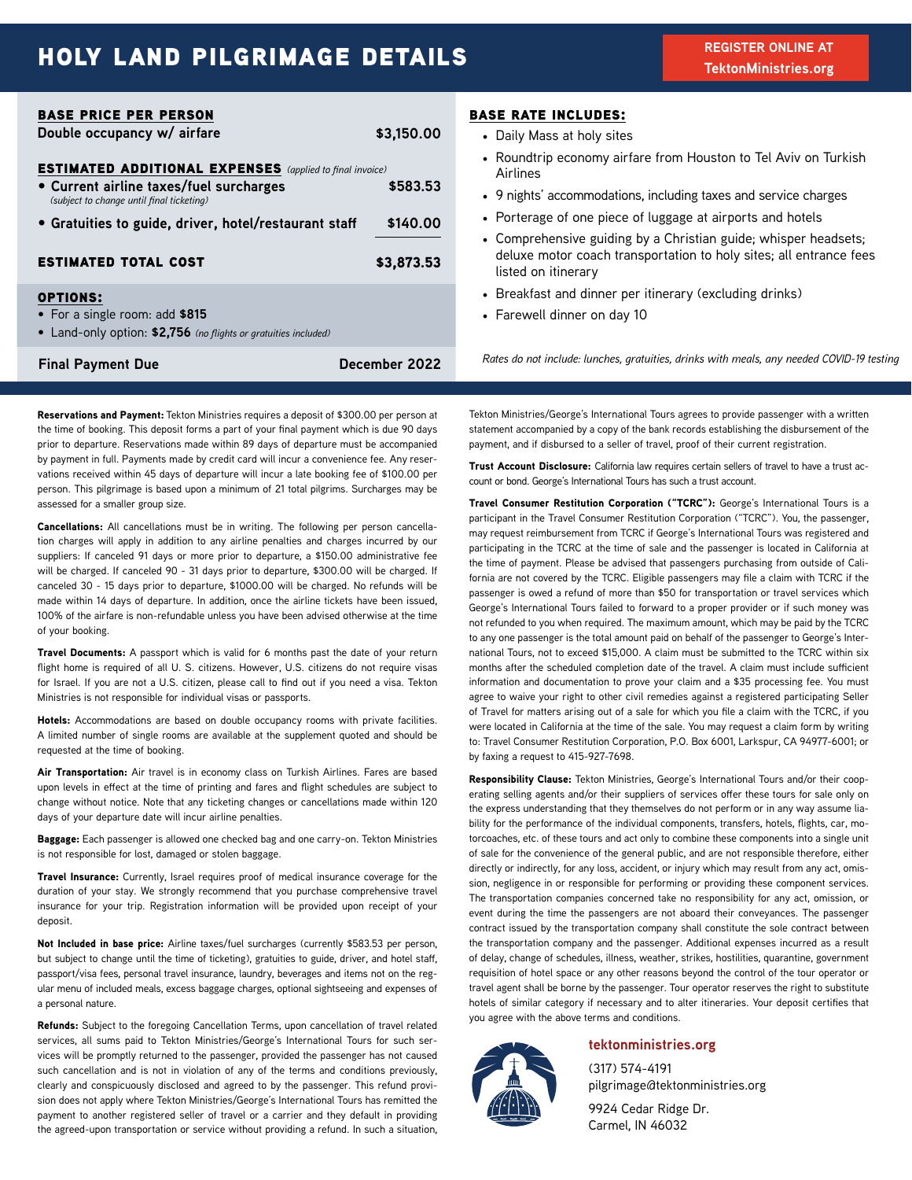# HOLY LAND PILGRIMAGE DETAILS

**REGISTER ONLINE AT TektonMinistries.org**

## BASE PRICE PER PERSON

| | |
|---|---|
| **Double occupancy w/ airfare** | **$3,150.00** |

## ESTIMATED ADDITIONAL EXPENSES *(applied to final invoice)*

| | |
|---|---|
| • **Current airline taxes/fuel surcharges** *(subject to change until final ticketing)* | **$583.53** |
| • **Gratuities to guide, driver, hotel/restaurant staff** | **$140.00** |
| **ESTIMATED TOTAL COST** | **$3,873.53** |

## OPTIONS:

- For a single room: add **$815**
- Land-only option: **$2,756** *(no flights or gratuities included)*

**Final Payment Due** **December 2022**

## BASE RATE INCLUDES:

- Daily Mass at holy sites
- Roundtrip economy airfare from Houston to Tel Aviv on Turkish Airlines
- 9 nights' accommodations, including taxes and service charges
- Porterage of one piece of luggage at airports and hotels
- Comprehensive guiding by a Christian guide; whisper headsets; deluxe motor coach transportation to holy sites; all entrance fees listed on itinerary
- Breakfast and dinner per itinerary (excluding drinks)
- Farewell dinner on day 10

*Rates do not include: lunches, gratuities, drinks with meals, any needed COVID-19 testing*

**Reservations and Payment:** Tekton Ministries requires a deposit of $300.00 per person at the time of booking. This deposit forms a part of your final payment which is due 90 days prior to departure. Reservations made within 89 days of departure must be accompanied by payment in full. Payments made by credit card will incur a convenience fee. Any reservations received within 45 days of departure will incur a late booking fee of $100.00 per person. This pilgrimage is based upon a minimum of 21 total pilgrims. Surcharges may be assessed for a smaller group size.

**Cancellations:** All cancellations must be in writing. The following per person cancellation charges will apply in addition to any airline penalties and charges incurred by our suppliers: If canceled 91 days or more prior to departure, a $150.00 administrative fee will be charged. If canceled 90 - 31 days prior to departure, $300.00 will be charged. If canceled 30 - 15 days prior to departure, $1000.00 will be charged. No refunds will be made within 14 days of departure. In addition, once the airline tickets have been issued, 100% of the airfare is non-refundable unless you have been advised otherwise at the time of your booking.

**Travel Documents:** A passport which is valid for 6 months past the date of your return flight home is required of all U. S. citizens. However, U.S. citizens do not require visas for Israel. If you are not a U.S. citizen, please call to find out if you need a visa. Tekton Ministries is not responsible for individual visas or passports.

**Hotels:** Accommodations are based on double occupancy rooms with private facilities. A limited number of single rooms are available at the supplement quoted and should be requested at the time of booking.

**Air Transportation:** Air travel is in economy class on Turkish Airlines. Fares are based upon levels in effect at the time of printing and fares and flight schedules are subject to change without notice. Note that any ticketing changes or cancellations made within 120 days of your departure date will incur airline penalties.

**Baggage:** Each passenger is allowed one checked bag and one carry-on. Tekton Ministries is not responsible for lost, damaged or stolen baggage.

**Travel Insurance:** Currently, Israel requires proof of medical insurance coverage for the duration of your stay. We strongly recommend that you purchase comprehensive travel insurance for your trip. Registration information will be provided upon receipt of your deposit.

**Not Included in base price:** Airline taxes/fuel surcharges (currently $583.53 per person, but subject to change until the time of ticketing), gratuities to guide, driver, and hotel staff, passport/visa fees, personal travel insurance, laundry, beverages and items not on the regular menu of included meals, excess baggage charges, optional sightseeing and expenses of a personal nature.

**Refunds:** Subject to the foregoing Cancellation Terms, upon cancellation of travel related services, all sums paid to Tekton Ministries/George's International Tours for such services will be promptly returned to the passenger, provided the passenger has not caused such cancellation and is not in violation of any of the terms and conditions previously, clearly and conspicuously disclosed and agreed to by the passenger. This refund provision does not apply where Tekton Ministries/George's International Tours has remitted the payment to another registered seller of travel or a carrier and they default in providing the agreed-upon transportation or service without providing a refund. In such a situation, Tekton Ministries/George's International Tours agrees to provide passenger with a written statement accompanied by a copy of the bank records establishing the disbursement of the payment, and if disbursed to a seller of travel, proof of their current registration.

**Trust Account Disclosure:** California law requires certain sellers of travel to have a trust account or bond. George's International Tours has such a trust account.

**Travel Consumer Restitution Corporation ("TCRC"):** George's International Tours is a participant in the Travel Consumer Restitution Corporation ("TCRC"). You, the passenger, may request reimbursement from TCRC if George's International Tours was registered and participating in the TCRC at the time of sale and the passenger is located in California at the time of payment. Please be advised that passengers purchasing from outside of California are not covered by the TCRC. Eligible passengers may file a claim with TCRC if the passenger is owed a refund of more than $50 for transportation or travel services which George's International Tours failed to forward to a proper provider or if such money was not refunded to you when required. The maximum amount, which may be paid by the TCRC to any one passenger is the total amount paid on behalf of the passenger to George's International Tours, not to exceed $15,000. A claim must be submitted to the TCRC within six months after the scheduled completion date of the travel. A claim must include sufficient information and documentation to prove your claim and a $35 processing fee. You must agree to waive your right to other civil remedies against a registered participating Seller of Travel for matters arising out of a sale for which you file a claim with the TCRC, if you were located in California at the time of the sale. You may request a claim form by writing to: Travel Consumer Restitution Corporation, P.O. Box 6001, Larkspur, CA 94977-6001; or by faxing a request to 415-927-7698.

**Responsibility Clause:** Tekton Ministries, George's International Tours and/or their cooperating selling agents and/or their suppliers of services offer these tours for sale only on the express understanding that they themselves do not perform or in any way assume liability for the performance of the individual components, transfers, hotels, flights, car, motorcoaches, etc. of these tours and act only to combine these components into a single unit of sale for the convenience of the general public, and are not responsible therefore, either directly or indirectly, for any loss, accident, or injury which may result from any act, omission, negligence in or responsible for performing or providing these component services. The transportation companies concerned take no responsibility for any act, omission, or event during the time the passengers are not aboard their conveyances. The passenger contract issued by the transportation company shall constitute the sole contract between the transportation company and the passenger. Additional expenses incurred as a result of delay, change of schedules, illness, weather, strikes, hostilities, quarantine, government requisition of hotel space or any other reasons beyond the control of the tour operator or travel agent shall be borne by the passenger. Tour operator reserves the right to substitute hotels of similar category if necessary and to alter itineraries. Your deposit certifies that you agree with the above terms and conditions.

**tektonministries.org**

(317) 574-4191
pilgrimage@tektonministries.org

9924 Cedar Ridge Dr.
Carmel, IN 46032